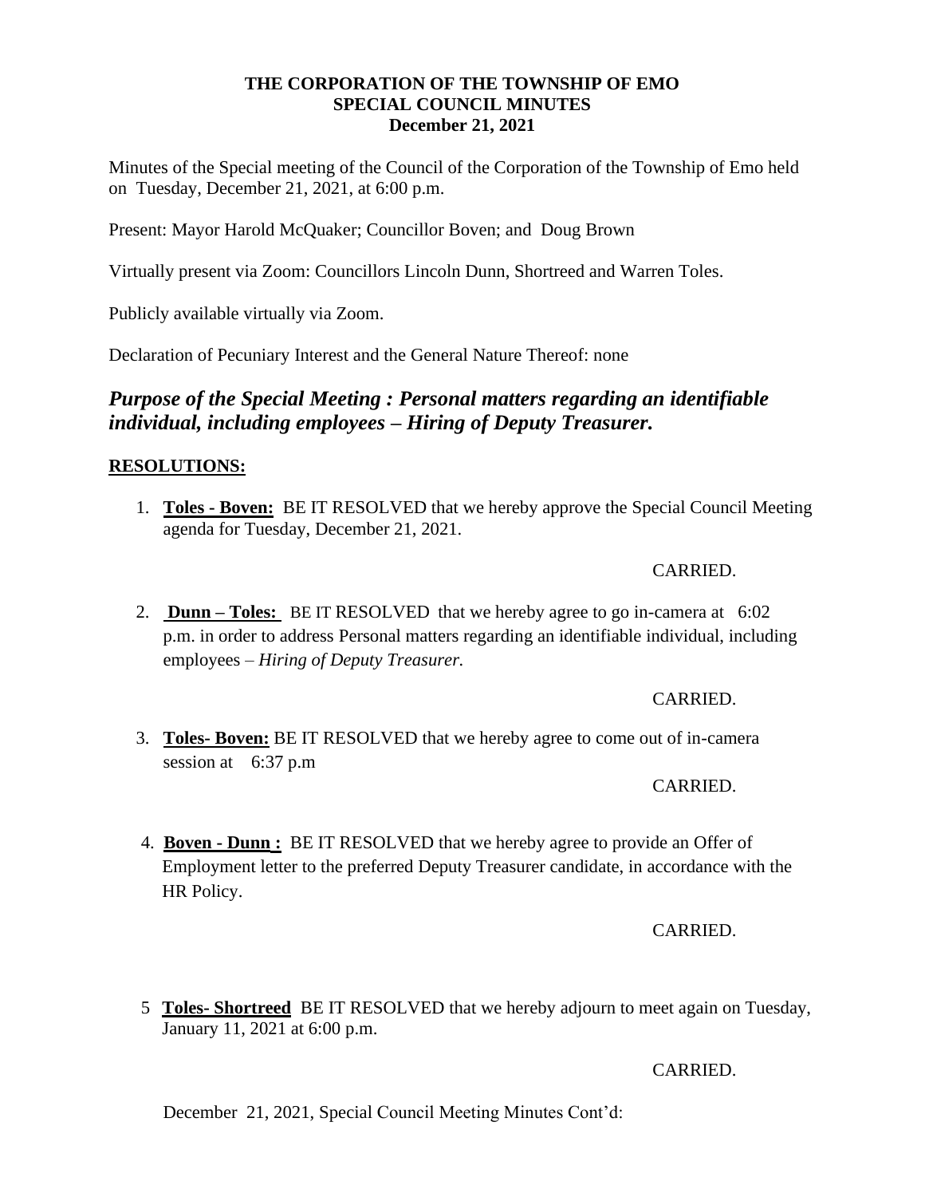**THE CORPORATION OF THE TOWNSHIP OF EMO**
**SPECIAL COUNCIL MINUTES**
**December 21, 2021**

Minutes of the Special meeting of the Council of the Corporation of the Township of Emo held on Tuesday, December 21, 2021, at 6:00 p.m.

Present: Mayor Harold McQuaker; Councillor Boven; and Doug Brown

Virtually present via Zoom: Councillors Lincoln Dunn, Shortreed and Warren Toles.

Publicly available virtually via Zoom.

Declaration of Pecuniary Interest and the General Nature Thereof: none

## ***Purpose of the Special Meeting : Personal matters regarding an identifiable individual, including employees – Hiring of Deputy Treasurer.***

**RESOLUTIONS:**

1. **Toles - Boven:** BE IT RESOLVED that we hereby approve the Special Council Meeting agenda for Tuesday, December 21, 2021.

   CARRIED.

2. **Dunn – Toles:** BE IT RESOLVED that we hereby agree to go in-camera at 6:02 p.m. in order to address Personal matters regarding an identifiable individual, including employees – *Hiring of Deputy Treasurer.*

   CARRIED.

3. **Toles- Boven:** BE IT RESOLVED that we hereby agree to come out of in-camera session at 6:37 p.m

   CARRIED.

4. **Boven - Dunn :** BE IT RESOLVED that we hereby agree to provide an Offer of Employment letter to the preferred Deputy Treasurer candidate, in accordance with the HR Policy.

   CARRIED.

5. **Toles- Shortreed** BE IT RESOLVED that we hereby adjourn to meet again on Tuesday, January 11, 2021 at 6:00 p.m.

   CARRIED.

December 21, 2021, Special Council Meeting Minutes Cont'd: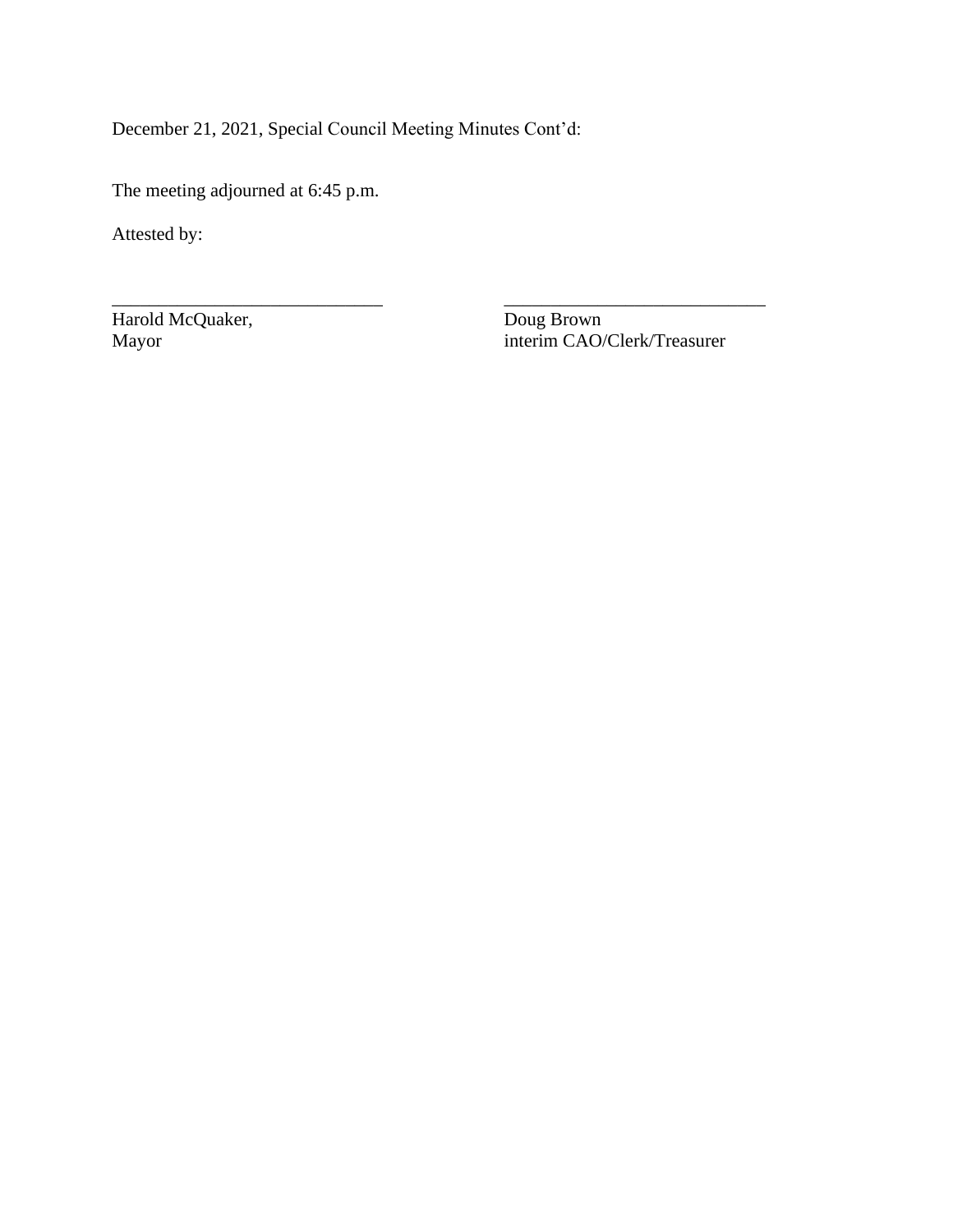December 21, 2021, Special Council Meeting Minutes Cont'd:

The meeting adjourned at 6:45 p.m.

Attested by:

| | |
|---|---|
| ______________________________ | ______________________________ |
| Harold McQuaker, | Doug Brown |
| Mayor | interim CAO/Clerk/Treasurer |